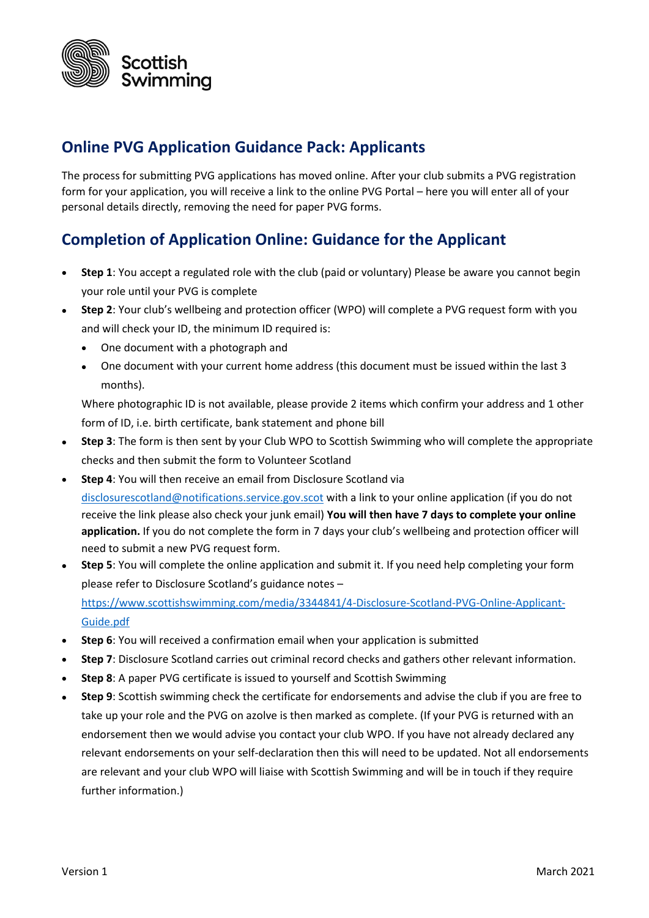Scottish Swimming

## Online PVG Application Guidance Pack: Applicants

The process for submitting PVG applications has moved online. After your club submits a PVG registration form for your application, you will receive a link to the online PVG Portal – here you will enter all of your personal details directly, removing the need for paper PVG forms.

## Completion of Application Online: Guidance for the Applicant

- **Step 1**: You accept a regulated role with the club (paid or voluntary) Please be aware you cannot begin your role until your PVG is complete
- **Step 2**: Your club's wellbeing and protection officer (WPO) will complete a PVG request form with you and will check your ID, the minimum ID required is:
  - One document with a photograph and
  - One document with your current home address (this document must be issued within the last 3 months).

  Where photographic ID is not available, please provide 2 items which confirm your address and 1 other form of ID, i.e. birth certificate, bank statement and phone bill
- **Step 3**: The form is then sent by your Club WPO to Scottish Swimming who will complete the appropriate checks and then submit the form to Volunteer Scotland
- **Step 4**: You will then receive an email from Disclosure Scotland via [disclosurescotland@notifications.service.gov.scot](mailto:disclosurescotland@notifications.service.gov.scot) with a link to your online application (if you do not receive the link please also check your junk email) **You will then have 7 days to complete your online application.** If you do not complete the form in 7 days your club's wellbeing and protection officer will need to submit a new PVG request form.
- **Step 5**: You will complete the online application and submit it. If you need help completing your form please refer to Disclosure Scotland's guidance notes – [https://www.scottishswimming.com/media/3344841/4-Disclosure-Scotland-PVG-Online-Applicant-Guide.pdf](https://www.scottishswimming.com/media/3344841/4-Disclosure-Scotland-PVG-Online-Applicant-Guide.pdf)
- **Step 6**: You will received a confirmation email when your application is submitted
- **Step 7**: Disclosure Scotland carries out criminal record checks and gathers other relevant information.
- **Step 8**: A paper PVG certificate is issued to yourself and Scottish Swimming
- **Step 9**: Scottish swimming check the certificate for endorsements and advise the club if you are free to take up your role and the PVG on azolve is then marked as complete. (If your PVG is returned with an endorsement then we would advise you contact your club WPO. If you have not already declared any relevant endorsements on your self-declaration then this will need to be updated. Not all endorsements are relevant and your club WPO will liaise with Scottish Swimming and will be in touch if they require further information.)

Version 1 March 2021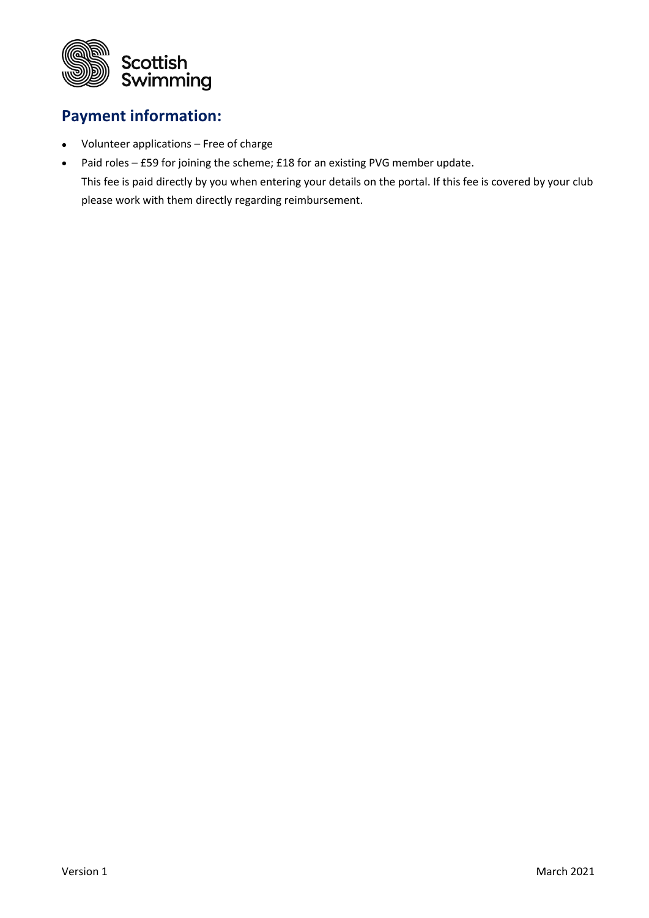## Payment information:

- Volunteer applications – Free of charge
- Paid roles – £59 for joining the scheme; £18 for an existing PVG member update.
  This fee is paid directly by you when entering your details on the portal. If this fee is covered by your club please work with them directly regarding reimbursement.

Version 1 March 2021